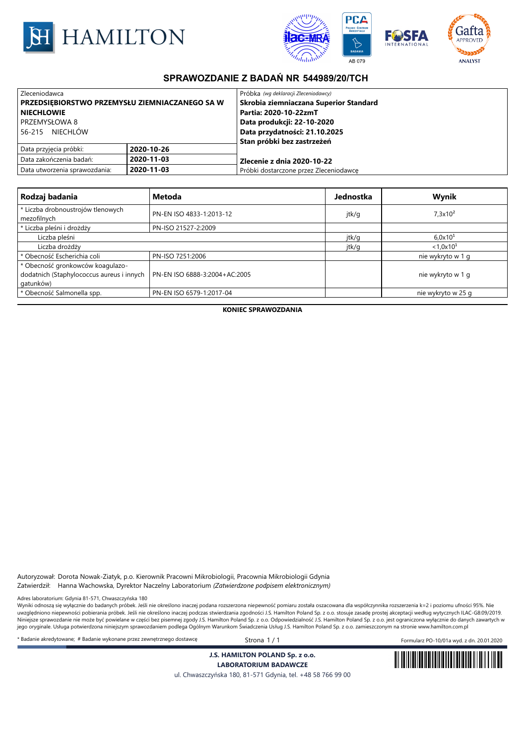HAMILTON

# SPRAWOZDANIE Z BADAŃ NR 544989/20/TCH

| Zleceniodawca | | Próbka *(wg deklaracji Zleceniodawcy)* |
|---|---|---|
| **PRZEDSIĘBIORSTWO PRZEMYSŁU ZIEMNIACZANEGO SA W NIECHLOWIE** | | **Skrobia ziemniaczana Superior Standard** |
| PRZEMYSŁOWA 8 | | **Partia: 2020-10-22zmT** |
| 56-215 NIECHLÓW | | **Data produkcji: 22-10-2020** |
| | | **Data przydatności: 21.10.2025** |
| | | **Stan próbki bez zastrzeżeń** |
| Data przyjęcia próbki: | **2020-10-26** | |
| Data zakończenia badań: | **2020-11-03** | **Zlecenie z dnia 2020-10-22** |
| Data utworzenia sprawozdania: | **2020-11-03** | Próbki dostarczone przez Zleceniodawcę |

| Rodzaj badania | Metoda | Jednostka | Wynik |
|---|---|---|---|
| * Liczba drobnoustrojów tlenowych mezofilnych | PN-EN ISO 4833-1:2013-12 | jtk/g | $7,3x10^2$ |
| * Liczba pleśni i drożdży | PN-ISO 21527-2:2009 | | |
| Liczba pleśni | | jtk/g | $6,0x10^1$ |
| Liczba drożdży | | jtk/g | $<1,0x10^1$ |
| * Obecność Escherichia coli | PN-ISO 7251:2006 | | nie wykryto w 1 g |
| * Obecność gronkowców koagulazo-dodatnich (Staphylococcus aureus i innych gatunków) | PN-EN ISO 6888-3:2004+AC:2005 | | nie wykryto w 1 g |
| * Obecność Salmonella spp. | PN-EN ISO 6579-1:2017-04 | | nie wykryto w 25 g |

**KONIEC SPRAWOZDANIA**

Autoryzował: Dorota Nowak-Ziatyk, p.o. Kierownik Pracowni Mikrobiologii, Pracownia Mikrobiologii Gdynia
Zatwierdził: Hanna Wachowska, Dyrektor Naczelny Laboratorium *(Zatwierdzone podpisem elektronicznym)*

Adres laboratorium: Gdynia 81-571, Chwaszczyńska 180
Wyniki odnoszą się wyłącznie do badanych próbek. Jeśli nie określono inaczej podana rozszerzona niepewność pomiaru została oszacowana dla współczynnika rozszerzenia k=2 i poziomu ufności 95%. Nie uwzględniono niepewności pobierania próbek. Jeśli nie określono inaczej podczas stwierdzania zgodności J.S. Hamilton Poland Sp. z o.o. stosuje zasadę prostej akceptacji według wytycznych ILAC-G8:09/2019. Niniejsze sprawozdanie nie może być powielane w części bez pisemnej zgody J.S. Hamilton Poland Sp. z o.o. Odpowiedzialność J.S. Hamilton Poland Sp. z o.o. jest ograniczona wyłącznie do danych zawartych w jego oryginale. Usługa potwierdzona niniejszym sprawozdaniem podlega Ogólnym Warunkom Świadczenia Usług J.S. Hamilton Poland Sp. z o.o. zamieszczonym na stronie www.hamilton.com.pl

* Badanie akredytowane; # Badanie wykonane przez zewnętrznego dostawcę

Formularz PO-10/01a wyd. z dn. 20.01.2020

**J.S. HAMILTON POLAND Sp. z o.o.**
**LABORATORIUM BADAWCZE**
ul. Chwaszczyńska 180, 81-571 Gdynia, tel. +48 58 766 99 00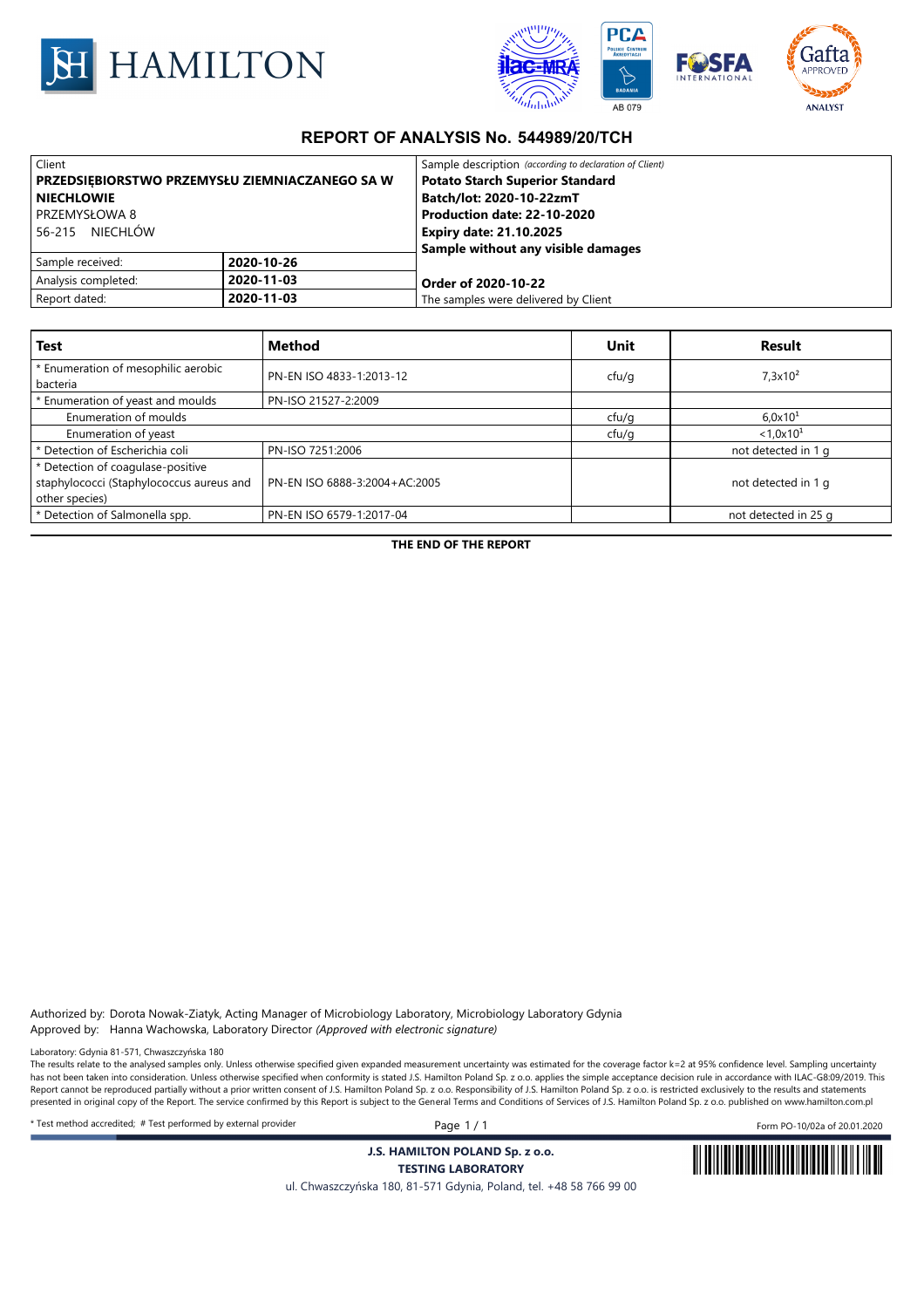HAMILTON

## REPORT OF ANALYSIS No. 544989/20/TCH

| | | |
|---|---|---|
| Client<br>**PRZEDSIĘBIORSTWO PRZEMYSŁU ZIEMNIACZANEGO SA W NIECHLOWIE**<br>PRZEMYSŁOWA 8<br>56-215 NIECHLÓW | | Sample description *(according to declaration of Client)*<br>**Potato Starch Superior Standard**<br>**Batch/lot: 2020-10-22zmT**<br>**Production date: 22-10-2020**<br>**Expiry date: 21.10.2025**<br>**Sample without any visible damages** |
| Sample received: | **2020-10-26** | |
| Analysis completed: | **2020-11-03** | **Order of 2020-10-22** |
| Report dated: | **2020-11-03** | The samples were delivered by Client |

| Test | Method | Unit | Result |
|---|---|---|---|
| * Enumeration of mesophilic aerobic bacteria | PN-EN ISO 4833-1:2013-12 | cfu/g | $7,3x10^2$ |
| * Enumeration of yeast and moulds | PN-ISO 21527-2:2009 | | |
| Enumeration of moulds | | cfu/g | $6,0x10^1$ |
| Enumeration of yeast | | cfu/g | $<1,0x10^1$ |
| * Detection of Escherichia coli | PN-ISO 7251:2006 | | not detected in 1 g |
| * Detection of coagulase-positive staphylococci (Staphylococcus aureus and other species) | PN-EN ISO 6888-3:2004+AC:2005 | | not detected in 1 g |
| * Detection of Salmonella spp. | PN-EN ISO 6579-1:2017-04 | | not detected in 25 g |

**THE END OF THE REPORT**

Authorized by: Dorota Nowak-Ziatyk, Acting Manager of Microbiology Laboratory, Microbiology Laboratory Gdynia
Approved by: Hanna Wachowska, Laboratory Director *(Approved with electronic signature)*

Laboratory: Gdynia 81-571, Chwaszczyńska 180

The results relate to the analysed samples only. Unless otherwise specified given expanded measurement uncertainty was estimated for the coverage factor k=2 at 95% confidence level. Sampling uncertainty has not been taken into consideration. Unless otherwise specified when conformity is stated J.S. Hamilton Poland Sp. z o.o. applies the simple acceptance decision rule in accordance with ILAC-G8:09/2019. This Report cannot be reproduced partially without a prior written consent of J.S. Hamilton Poland Sp. z o.o. Responsibility of J.S. Hamilton Poland Sp. z o.o. is restricted exclusively to the results and statements presented in original copy of the Report. The service confirmed by this Report is subject to the General Terms and Conditions of Services of J.S. Hamilton Poland Sp. z o.o. published on www.hamilton.com.pl

* Test method accredited; # Test performed by external provider

Form PO-10/02a of 20.01.2020

**J.S. HAMILTON POLAND Sp. z o.o.**
**TESTING LABORATORY**
ul. Chwaszczyńska 180, 81-571 Gdynia, Poland, tel. +48 58 766 99 00